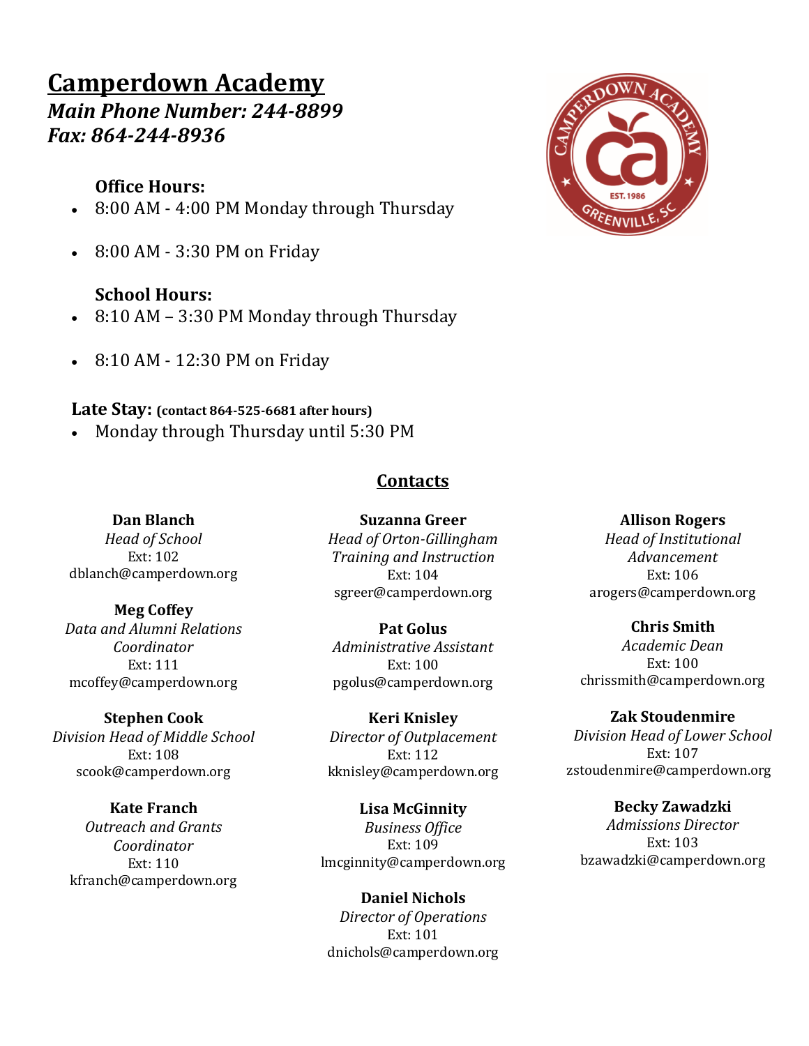# Camperdown Academy

***Main Phone Number: 244-8899***
***Fax: 864-244-8936***

**Office Hours:**

- 8:00 AM - 4:00 PM Monday through Thursday
- 8:00 AM - 3:30 PM on Friday

**School Hours:**

- 8:10 AM – 3:30 PM Monday through Thursday
- 8:10 AM - 12:30 PM on Friday

**Late Stay:** **(contact 864-525-6681 after hours)**

- Monday through Thursday until 5:30 PM

## Contacts

**Dan Blanch**
*Head of School*
Ext: 102
dblanch@camperdown.org

**Meg Coffey**
*Data and Alumni Relations Coordinator*
Ext: 111
mcoffey@camperdown.org

**Stephen Cook**
*Division Head of Middle School*
Ext: 108
scook@camperdown.org

**Kate Franch**
*Outreach and Grants Coordinator*
Ext: 110
kfranch@camperdown.org

**Suzanna Greer**
*Head of Orton-Gillingham Training and Instruction*
Ext: 104
sgreer@camperdown.org

**Pat Golus**
*Administrative Assistant*
Ext: 100
pgolus@camperdown.org

**Keri Knisley**
*Director of Outplacement*
Ext: 112
kknisley@camperdown.org

**Lisa McGinnity**
*Business Office*
Ext: 109
lmcginnity@camperdown.org

**Daniel Nichols**
*Director of Operations*
Ext: 101
dnichols@camperdown.org

**Allison Rogers**
*Head of Institutional Advancement*
Ext: 106
arogers@camperdown.org

**Chris Smith**
*Academic Dean*
Ext: 100
chrissmith@camperdown.org

**Zak Stoudenmire**
*Division Head of Lower School*
Ext: 107
zstoudenmire@camperdown.org

**Becky Zawadzki**
*Admissions Director*
Ext: 103
bzawadzki@camperdown.org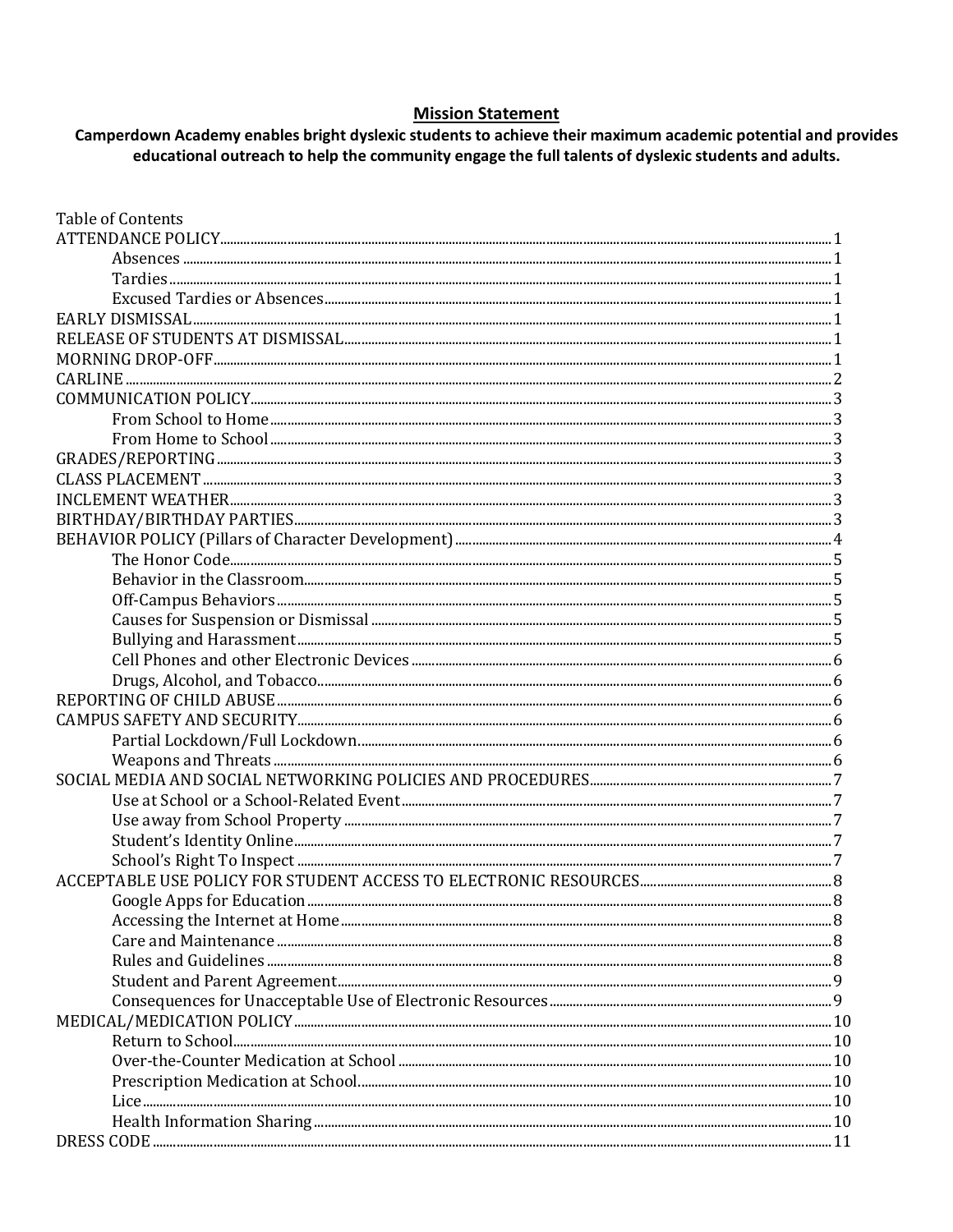## Mission Statement

**Camperdown Academy enables bright dyslexic students to achieve their maximum academic potential and provides educational outreach to help the community engage the full talents of dyslexic students and adults.**

Table of Contents

ATTENDANCE POLICY ........ 1
- Absences ........ 1
- Tardies ........ 1
- Excused Tardies or Absences ........ 1

EARLY DISMISSAL ........ 1

RELEASE OF STUDENTS AT DISMISSAL ........ 1

MORNING DROP-OFF ........ 1

CARLINE ........ 2

COMMUNICATION POLICY ........ 3
- From School to Home ........ 3
- From Home to School ........ 3

GRADES/REPORTING ........ 3

CLASS PLACEMENT ........ 3

INCLEMENT WEATHER ........ 3

BIRTHDAY/BIRTHDAY PARTIES ........ 3

BEHAVIOR POLICY (Pillars of Character Development) ........ 4
- The Honor Code ........ 5
- Behavior in the Classroom ........ 5
- Off-Campus Behaviors ........ 5
- Causes for Suspension or Dismissal ........ 5
- Bullying and Harassment ........ 5
- Cell Phones and other Electronic Devices ........ 6
- Drugs, Alcohol, and Tobacco ........ 6

REPORTING OF CHILD ABUSE ........ 6

CAMPUS SAFETY AND SECURITY ........ 6
- Partial Lockdown/Full Lockdown ........ 6
- Weapons and Threats ........ 6

SOCIAL MEDIA AND SOCIAL NETWORKING POLICIES AND PROCEDURES ........ 7
- Use at School or a School-Related Event ........ 7
- Use away from School Property ........ 7
- Student's Identity Online ........ 7
- School's Right To Inspect ........ 7

ACCEPTABLE USE POLICY FOR STUDENT ACCESS TO ELECTRONIC RESOURCES ........ 8
- Google Apps for Education ........ 8
- Accessing the Internet at Home ........ 8
- Care and Maintenance ........ 8
- Rules and Guidelines ........ 8
- Student and Parent Agreement ........ 9
- Consequences for Unacceptable Use of Electronic Resources ........ 9

MEDICAL/MEDICATION POLICY ........ 10
- Return to School ........ 10
- Over-the-Counter Medication at School ........ 10
- Prescription Medication at School ........ 10
- Lice ........ 10
- Health Information Sharing ........ 10

DRESS CODE ........ 11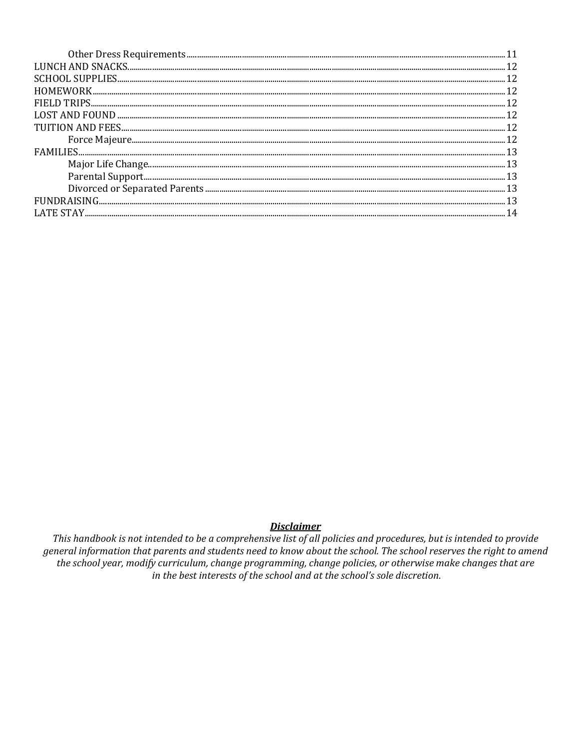- Other Dress Requirements ..... 11

LUNCH AND SNACKS ..... 12

SCHOOL SUPPLIES ..... 12

HOMEWORK ..... 12

FIELD TRIPS ..... 12

LOST AND FOUND ..... 12

TUITION AND FEES ..... 12

- Force Majeure ..... 12

FAMILIES ..... 13

- Major Life Change ..... 13
- Parental Support ..... 13
- Divorced or Separated Parents ..... 13

FUNDRAISING ..... 13

LATE STAY ..... 14

***<u>Disclaimer</u>***

*This handbook is not intended to be a comprehensive list of all policies and procedures, but is intended to provide general information that parents and students need to know about the school. The school reserves the right to amend the school year, modify curriculum, change programming, change policies, or otherwise make changes that are in the best interests of the school and at the school's sole discretion.*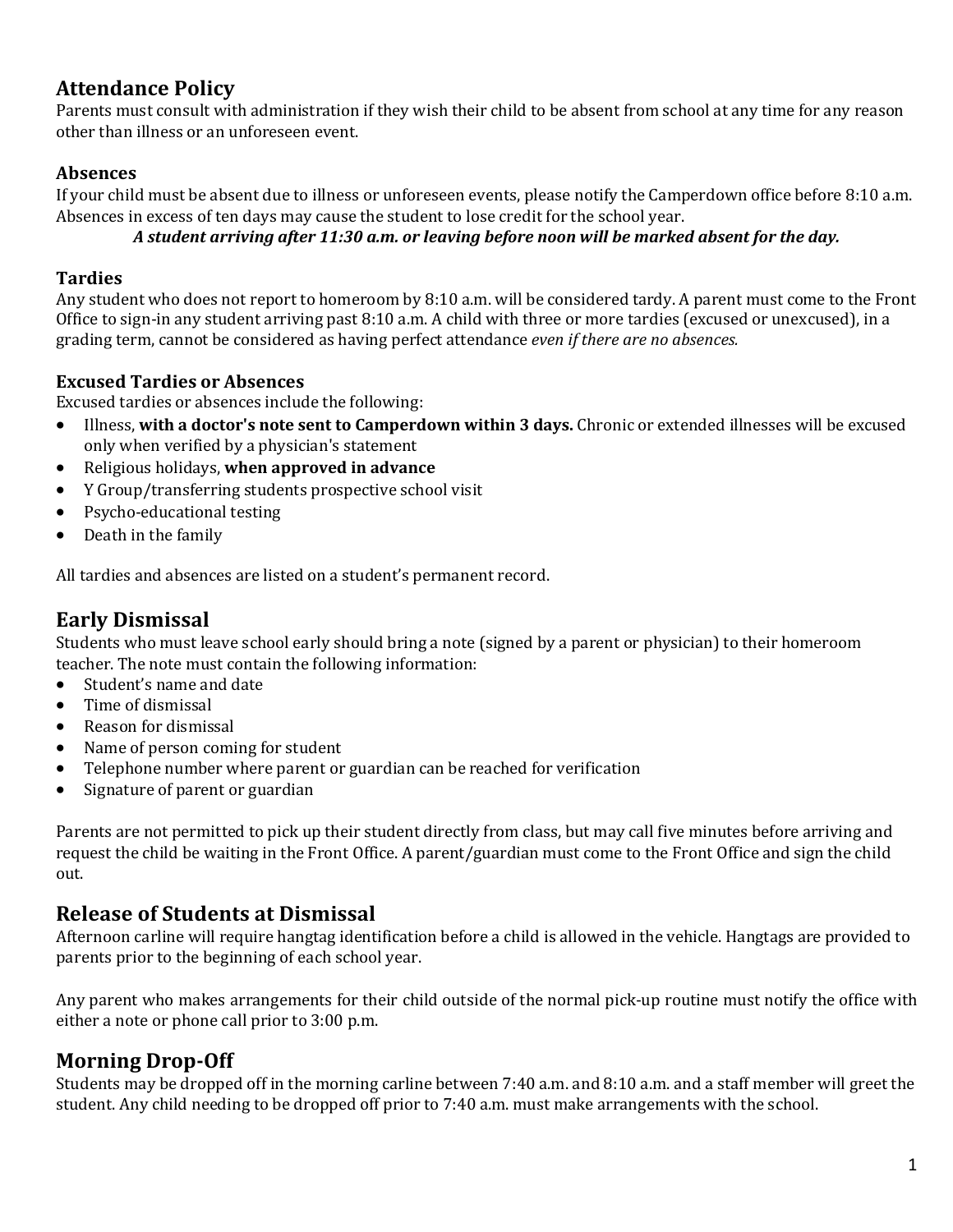## Attendance Policy

Parents must consult with administration if they wish their child to be absent from school at any time for any reason other than illness or an unforeseen event.

### Absences

If your child must be absent due to illness or unforeseen events, please notify the Camperdown office before 8:10 a.m. Absences in excess of ten days may cause the student to lose credit for the school year.

***A student arriving after 11:30 a.m. or leaving before noon will be marked absent for the day.***

### Tardies

Any student who does not report to homeroom by 8:10 a.m. will be considered tardy. A parent must come to the Front Office to sign-in any student arriving past 8:10 a.m. A child with three or more tardies (excused or unexcused), in a grading term, cannot be considered as having perfect attendance *even if there are no absences.*

### Excused Tardies or Absences

Excused tardies or absences include the following:

- Illness, **with a doctor's note sent to Camperdown within 3 days.** Chronic or extended illnesses will be excused only when verified by a physician's statement
- Religious holidays, **when approved in advance**
- Y Group/transferring students prospective school visit
- Psycho-educational testing
- Death in the family

All tardies and absences are listed on a student's permanent record.

## Early Dismissal

Students who must leave school early should bring a note (signed by a parent or physician) to their homeroom teacher. The note must contain the following information:

- Student's name and date
- Time of dismissal
- Reason for dismissal
- Name of person coming for student
- Telephone number where parent or guardian can be reached for verification
- Signature of parent or guardian

Parents are not permitted to pick up their student directly from class, but may call five minutes before arriving and request the child be waiting in the Front Office. A parent/guardian must come to the Front Office and sign the child out.

## Release of Students at Dismissal

Afternoon carline will require hangtag identification before a child is allowed in the vehicle. Hangtags are provided to parents prior to the beginning of each school year.

Any parent who makes arrangements for their child outside of the normal pick-up routine must notify the office with either a note or phone call prior to 3:00 p.m.

## Morning Drop-Off

Students may be dropped off in the morning carline between 7:40 a.m. and 8:10 a.m. and a staff member will greet the student. Any child needing to be dropped off prior to 7:40 a.m. must make arrangements with the school.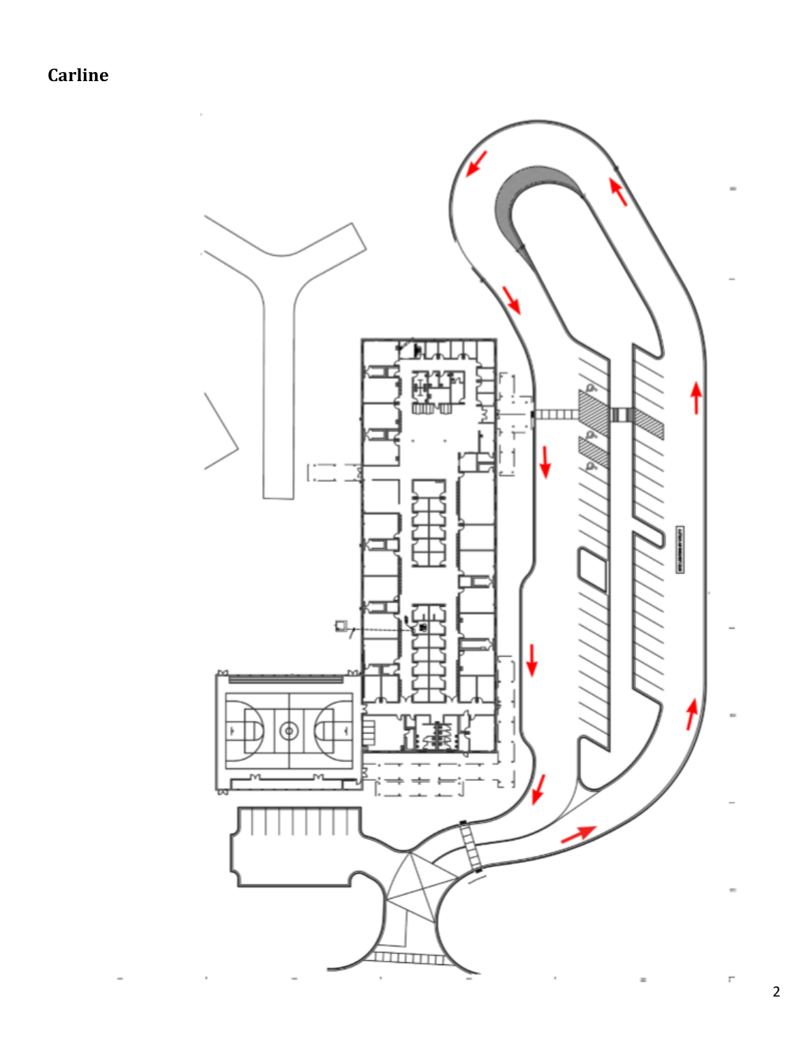**Carline**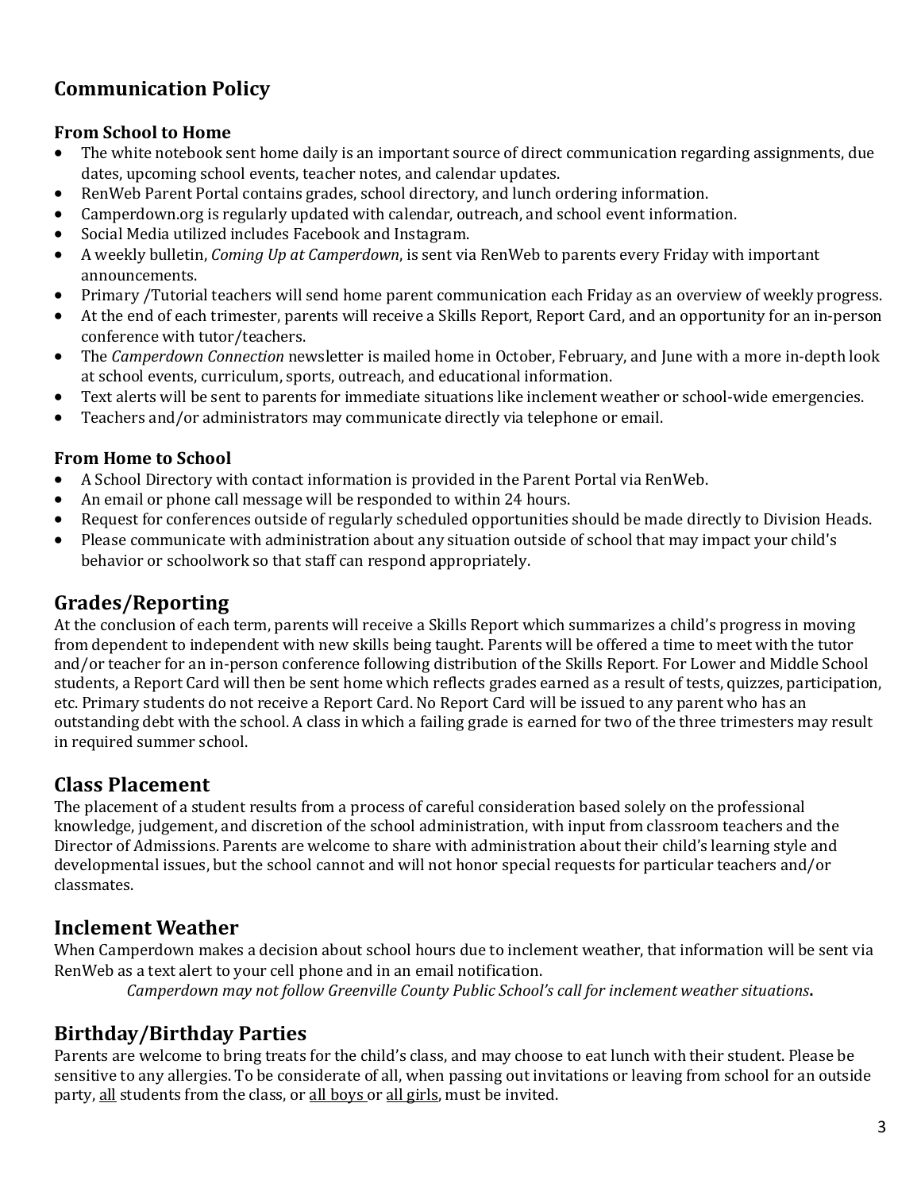## Communication Policy

### From School to Home

- The white notebook sent home daily is an important source of direct communication regarding assignments, due dates, upcoming school events, teacher notes, and calendar updates.
- RenWeb Parent Portal contains grades, school directory, and lunch ordering information.
- Camperdown.org is regularly updated with calendar, outreach, and school event information.
- Social Media utilized includes Facebook and Instagram.
- A weekly bulletin, *Coming Up at Camperdown*, is sent via RenWeb to parents every Friday with important announcements.
- Primary /Tutorial teachers will send home parent communication each Friday as an overview of weekly progress.
- At the end of each trimester, parents will receive a Skills Report, Report Card, and an opportunity for an in-person conference with tutor/teachers.
- The *Camperdown Connection* newsletter is mailed home in October, February, and June with a more in-depth look at school events, curriculum, sports, outreach, and educational information.
- Text alerts will be sent to parents for immediate situations like inclement weather or school-wide emergencies.
- Teachers and/or administrators may communicate directly via telephone or email.

### From Home to School

- A School Directory with contact information is provided in the Parent Portal via RenWeb.
- An email or phone call message will be responded to within 24 hours.
- Request for conferences outside of regularly scheduled opportunities should be made directly to Division Heads.
- Please communicate with administration about any situation outside of school that may impact your child's behavior or schoolwork so that staff can respond appropriately.

## Grades/Reporting

At the conclusion of each term, parents will receive a Skills Report which summarizes a child's progress in moving from dependent to independent with new skills being taught. Parents will be offered a time to meet with the tutor and/or teacher for an in-person conference following distribution of the Skills Report. For Lower and Middle School students, a Report Card will then be sent home which reflects grades earned as a result of tests, quizzes, participation, etc. Primary students do not receive a Report Card. No Report Card will be issued to any parent who has an outstanding debt with the school. A class in which a failing grade is earned for two of the three trimesters may result in required summer school.

## Class Placement

The placement of a student results from a process of careful consideration based solely on the professional knowledge, judgement, and discretion of the school administration, with input from classroom teachers and the Director of Admissions. Parents are welcome to share with administration about their child's learning style and developmental issues, but the school cannot and will not honor special requests for particular teachers and/or classmates.

## Inclement Weather

When Camperdown makes a decision about school hours due to inclement weather, that information will be sent via RenWeb as a text alert to your cell phone and in an email notification.

*Camperdown may not follow Greenville County Public School's call for inclement weather situations*.

## Birthday/Birthday Parties

Parents are welcome to bring treats for the child's class, and may choose to eat lunch with their student. Please be sensitive to any allergies. To be considerate of all, when passing out invitations or leaving from school for an outside party, <u>all</u> students from the class, or <u>all boys</u> or <u>all girls</u>, must be invited.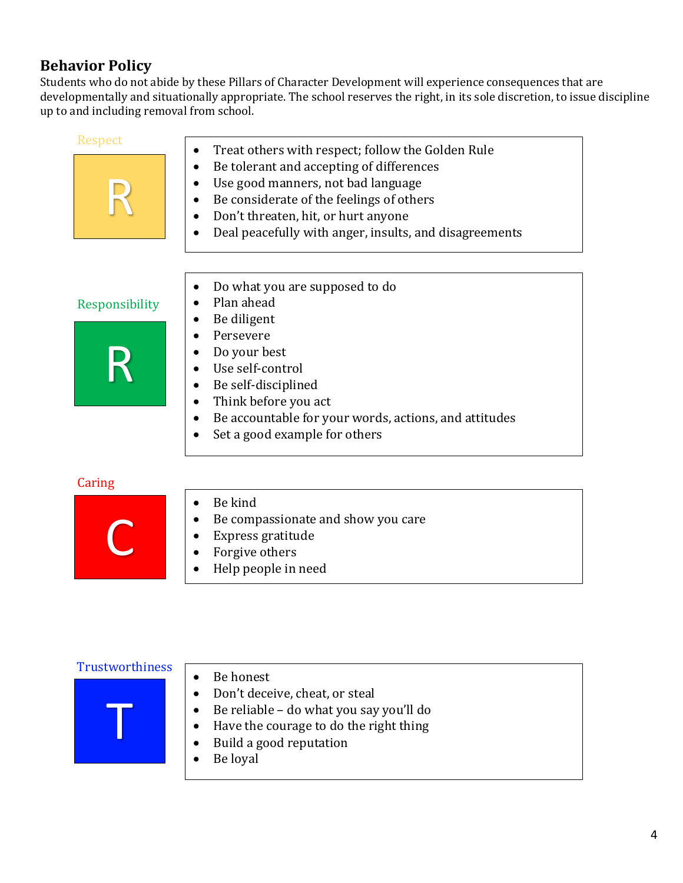## Behavior Policy

Students who do not abide by these Pillars of Character Development will experience consequences that are developmentally and situationally appropriate. The school reserves the right, in its sole discretion, to issue discipline up to and including removal from school.

### Respect

R

- Treat others with respect; follow the Golden Rule
- Be tolerant and accepting of differences
- Use good manners, not bad language
- Be considerate of the feelings of others
- Don't threaten, hit, or hurt anyone
- Deal peacefully with anger, insults, and disagreements

### Responsibility

R

- Do what you are supposed to do
- Plan ahead
- Be diligent
- Persevere
- Do your best
- Use self-control
- Be self-disciplined
- Think before you act
- Be accountable for your words, actions, and attitudes
- Set a good example for others

### Caring

C

- Be kind
- Be compassionate and show you care
- Express gratitude
- Forgive others
- Help people in need

### Trustworthiness

T

- Be honest
- Don't deceive, cheat, or steal
- Be reliable – do what you say you'll do
- Have the courage to do the right thing
- Build a good reputation
- Be loyal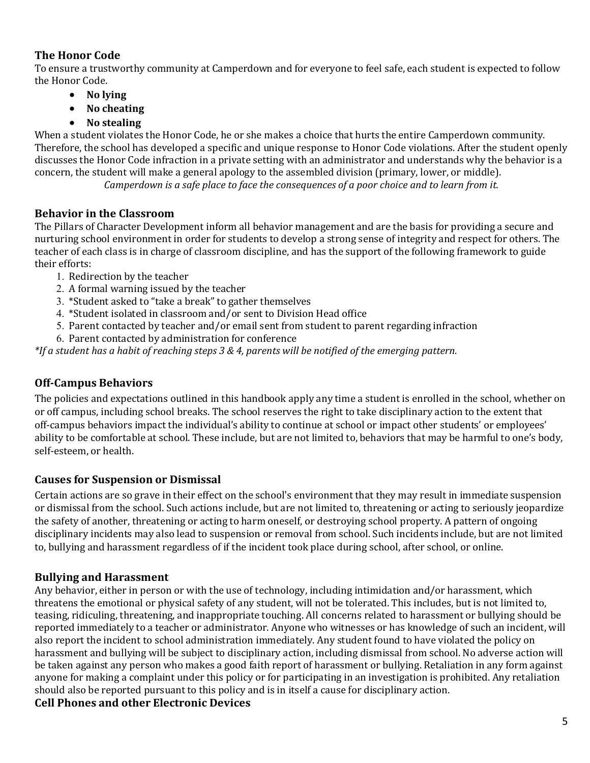### The Honor Code

To ensure a trustworthy community at Camperdown and for everyone to feel safe, each student is expected to follow the Honor Code.

- **No lying**
- **No cheating**
- **No stealing**

When a student violates the Honor Code, he or she makes a choice that hurts the entire Camperdown community. Therefore, the school has developed a specific and unique response to Honor Code violations. After the student openly discusses the Honor Code infraction in a private setting with an administrator and understands why the behavior is a concern, the student will make a general apology to the assembled division (primary, lower, or middle).

*Camperdown is a safe place to face the consequences of a poor choice and to learn from it.*

### Behavior in the Classroom

The Pillars of Character Development inform all behavior management and are the basis for providing a secure and nurturing school environment in order for students to develop a strong sense of integrity and respect for others. The teacher of each class is in charge of classroom discipline, and has the support of the following framework to guide their efforts:

1. Redirection by the teacher
2. A formal warning issued by the teacher
3. *Student asked to "take a break" to gather themselves
4. *Student isolated in classroom and/or sent to Division Head office
5. Parent contacted by teacher and/or email sent from student to parent regarding infraction
6. Parent contacted by administration for conference

*\*If a student has a habit of reaching steps 3 & 4, parents will be notified of the emerging pattern.*

### Off-Campus Behaviors

The policies and expectations outlined in this handbook apply any time a student is enrolled in the school, whether on or off campus, including school breaks. The school reserves the right to take disciplinary action to the extent that off-campus behaviors impact the individual's ability to continue at school or impact other students' or employees' ability to be comfortable at school. These include, but are not limited to, behaviors that may be harmful to one's body, self-esteem, or health.

### Causes for Suspension or Dismissal

Certain actions are so grave in their effect on the school's environment that they may result in immediate suspension or dismissal from the school. Such actions include, but are not limited to, threatening or acting to seriously jeopardize the safety of another, threatening or acting to harm oneself, or destroying school property. A pattern of ongoing disciplinary incidents may also lead to suspension or removal from school. Such incidents include, but are not limited to, bullying and harassment regardless of if the incident took place during school, after school, or online.

### Bullying and Harassment

Any behavior, either in person or with the use of technology, including intimidation and/or harassment, which threatens the emotional or physical safety of any student, will not be tolerated. This includes, but is not limited to, teasing, ridiculing, threatening, and inappropriate touching. All concerns related to harassment or bullying should be reported immediately to a teacher or administrator. Anyone who witnesses or has knowledge of such an incident, will also report the incident to school administration immediately. Any student found to have violated the policy on harassment and bullying will be subject to disciplinary action, including dismissal from school. No adverse action will be taken against any person who makes a good faith report of harassment or bullying. Retaliation in any form against anyone for making a complaint under this policy or for participating in an investigation is prohibited. Any retaliation should also be reported pursuant to this policy and is in itself a cause for disciplinary action.

### Cell Phones and other Electronic Devices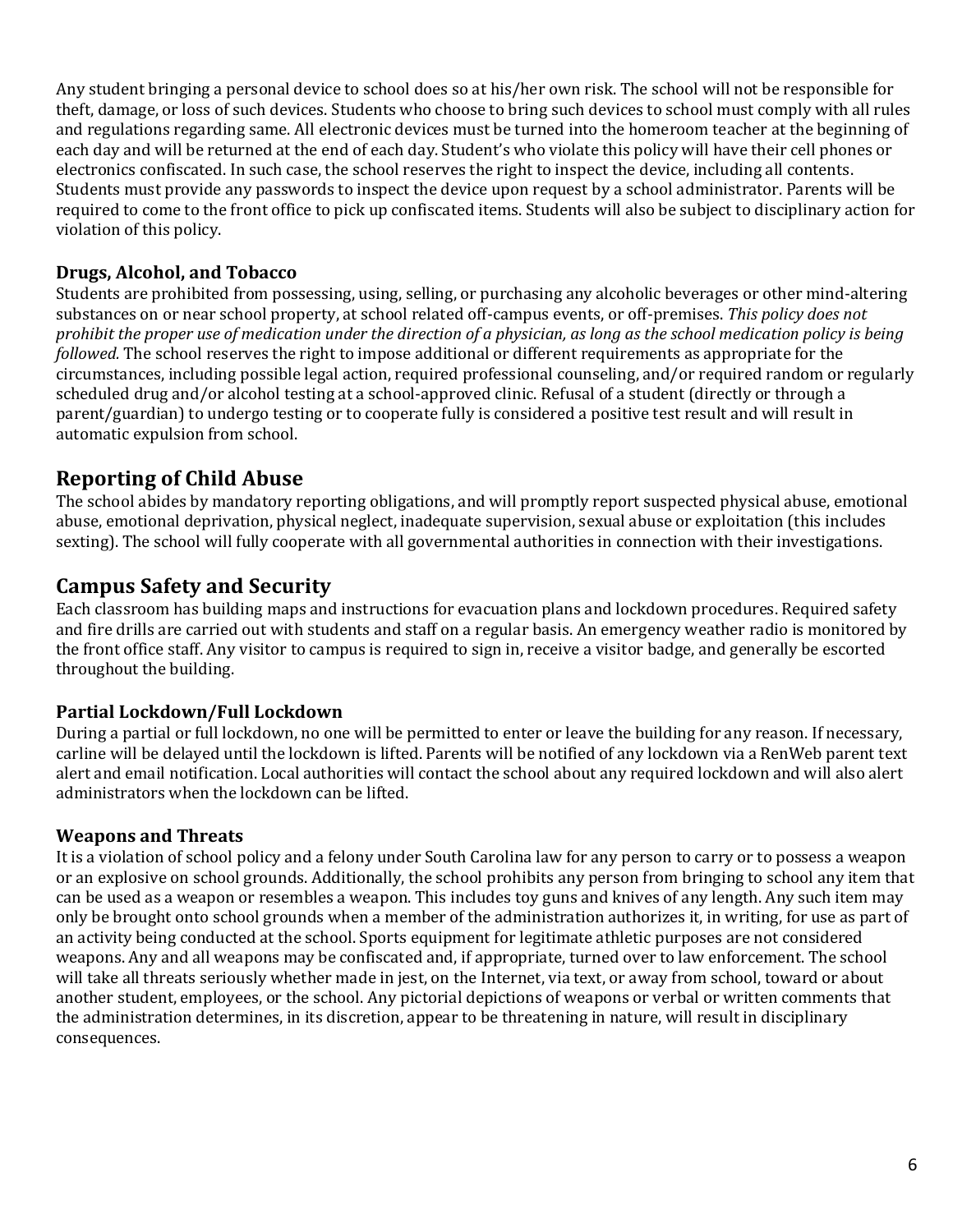Any student bringing a personal device to school does so at his/her own risk. The school will not be responsible for theft, damage, or loss of such devices. Students who choose to bring such devices to school must comply with all rules and regulations regarding same. All electronic devices must be turned into the homeroom teacher at the beginning of each day and will be returned at the end of each day. Student's who violate this policy will have their cell phones or electronics confiscated. In such case, the school reserves the right to inspect the device, including all contents. Students must provide any passwords to inspect the device upon request by a school administrator. Parents will be required to come to the front office to pick up confiscated items. Students will also be subject to disciplinary action for violation of this policy.

### Drugs, Alcohol, and Tobacco

Students are prohibited from possessing, using, selling, or purchasing any alcoholic beverages or other mind-altering substances on or near school property, at school related off-campus events, or off-premises. *This policy does not prohibit the proper use of medication under the direction of a physician, as long as the school medication policy is being followed.* The school reserves the right to impose additional or different requirements as appropriate for the circumstances, including possible legal action, required professional counseling, and/or required random or regularly scheduled drug and/or alcohol testing at a school-approved clinic. Refusal of a student (directly or through a parent/guardian) to undergo testing or to cooperate fully is considered a positive test result and will result in automatic expulsion from school.

## Reporting of Child Abuse

The school abides by mandatory reporting obligations, and will promptly report suspected physical abuse, emotional abuse, emotional deprivation, physical neglect, inadequate supervision, sexual abuse or exploitation (this includes sexting). The school will fully cooperate with all governmental authorities in connection with their investigations.

## Campus Safety and Security

Each classroom has building maps and instructions for evacuation plans and lockdown procedures. Required safety and fire drills are carried out with students and staff on a regular basis. An emergency weather radio is monitored by the front office staff. Any visitor to campus is required to sign in, receive a visitor badge, and generally be escorted throughout the building.

### Partial Lockdown/Full Lockdown

During a partial or full lockdown, no one will be permitted to enter or leave the building for any reason. If necessary, carline will be delayed until the lockdown is lifted. Parents will be notified of any lockdown via a RenWeb parent text alert and email notification. Local authorities will contact the school about any required lockdown and will also alert administrators when the lockdown can be lifted.

### Weapons and Threats

It is a violation of school policy and a felony under South Carolina law for any person to carry or to possess a weapon or an explosive on school grounds. Additionally, the school prohibits any person from bringing to school any item that can be used as a weapon or resembles a weapon. This includes toy guns and knives of any length. Any such item may only be brought onto school grounds when a member of the administration authorizes it, in writing, for use as part of an activity being conducted at the school. Sports equipment for legitimate athletic purposes are not considered weapons. Any and all weapons may be confiscated and, if appropriate, turned over to law enforcement. The school will take all threats seriously whether made in jest, on the Internet, via text, or away from school, toward or about another student, employees, or the school. Any pictorial depictions of weapons or verbal or written comments that the administration determines, in its discretion, appear to be threatening in nature, will result in disciplinary consequences.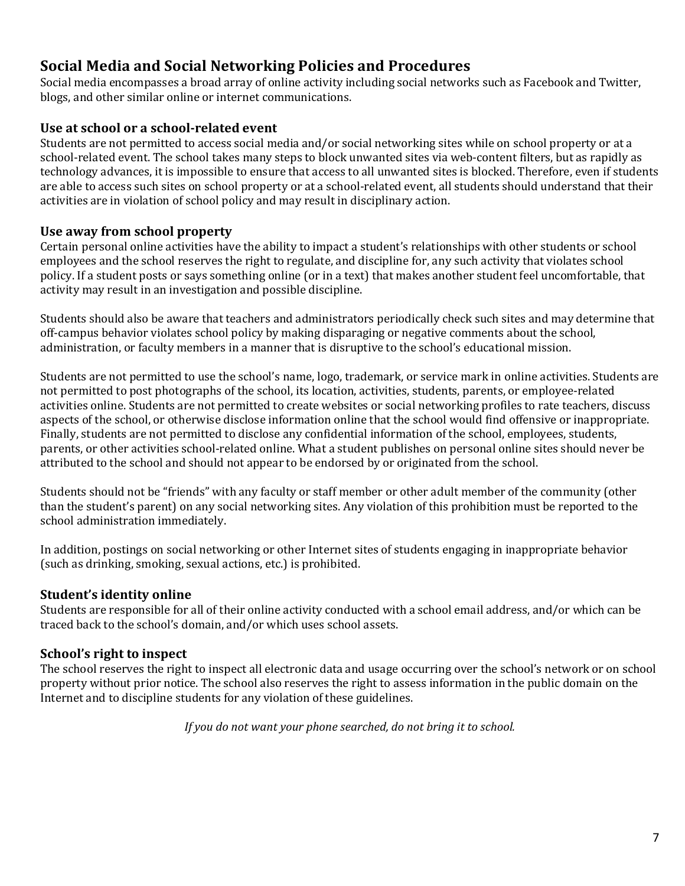## Social Media and Social Networking Policies and Procedures

Social media encompasses a broad array of online activity including social networks such as Facebook and Twitter, blogs, and other similar online or internet communications.

### Use at school or a school-related event

Students are not permitted to access social media and/or social networking sites while on school property or at a school-related event. The school takes many steps to block unwanted sites via web-content filters, but as rapidly as technology advances, it is impossible to ensure that access to all unwanted sites is blocked. Therefore, even if students are able to access such sites on school property or at a school-related event, all students should understand that their activities are in violation of school policy and may result in disciplinary action.

### Use away from school property

Certain personal online activities have the ability to impact a student's relationships with other students or school employees and the school reserves the right to regulate, and discipline for, any such activity that violates school policy. If a student posts or says something online (or in a text) that makes another student feel uncomfortable, that activity may result in an investigation and possible discipline.

Students should also be aware that teachers and administrators periodically check such sites and may determine that off-campus behavior violates school policy by making disparaging or negative comments about the school, administration, or faculty members in a manner that is disruptive to the school's educational mission.

Students are not permitted to use the school's name, logo, trademark, or service mark in online activities. Students are not permitted to post photographs of the school, its location, activities, students, parents, or employee-related activities online. Students are not permitted to create websites or social networking profiles to rate teachers, discuss aspects of the school, or otherwise disclose information online that the school would find offensive or inappropriate. Finally, students are not permitted to disclose any confidential information of the school, employees, students, parents, or other activities school-related online. What a student publishes on personal online sites should never be attributed to the school and should not appear to be endorsed by or originated from the school.

Students should not be "friends" with any faculty or staff member or other adult member of the community (other than the student's parent) on any social networking sites. Any violation of this prohibition must be reported to the school administration immediately.

In addition, postings on social networking or other Internet sites of students engaging in inappropriate behavior (such as drinking, smoking, sexual actions, etc.) is prohibited.

### Student's identity online

Students are responsible for all of their online activity conducted with a school email address, and/or which can be traced back to the school's domain, and/or which uses school assets.

### School's right to inspect

The school reserves the right to inspect all electronic data and usage occurring over the school's network or on school property without prior notice. The school also reserves the right to assess information in the public domain on the Internet and to discipline students for any violation of these guidelines.

*If you do not want your phone searched, do not bring it to school.*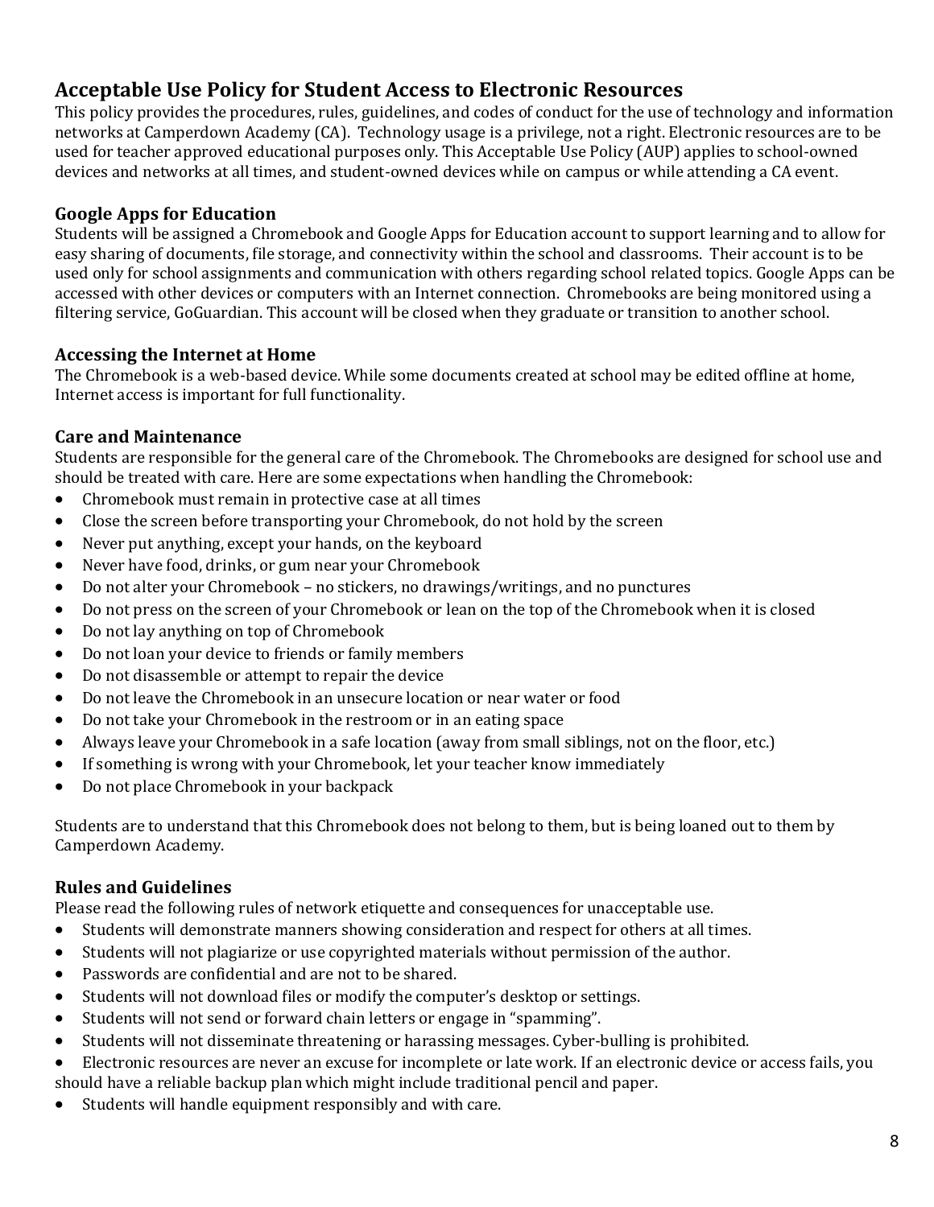## Acceptable Use Policy for Student Access to Electronic Resources

This policy provides the procedures, rules, guidelines, and codes of conduct for the use of technology and information networks at Camperdown Academy (CA). Technology usage is a privilege, not a right. Electronic resources are to be used for teacher approved educational purposes only. This Acceptable Use Policy (AUP) applies to school-owned devices and networks at all times, and student-owned devices while on campus or while attending a CA event.

### Google Apps for Education

Students will be assigned a Chromebook and Google Apps for Education account to support learning and to allow for easy sharing of documents, file storage, and connectivity within the school and classrooms. Their account is to be used only for school assignments and communication with others regarding school related topics. Google Apps can be accessed with other devices or computers with an Internet connection. Chromebooks are being monitored using a filtering service, GoGuardian. This account will be closed when they graduate or transition to another school.

### Accessing the Internet at Home

The Chromebook is a web-based device. While some documents created at school may be edited offline at home, Internet access is important for full functionality.

### Care and Maintenance

Students are responsible for the general care of the Chromebook. The Chromebooks are designed for school use and should be treated with care. Here are some expectations when handling the Chromebook:

- Chromebook must remain in protective case at all times
- Close the screen before transporting your Chromebook, do not hold by the screen
- Never put anything, except your hands, on the keyboard
- Never have food, drinks, or gum near your Chromebook
- Do not alter your Chromebook – no stickers, no drawings/writings, and no punctures
- Do not press on the screen of your Chromebook or lean on the top of the Chromebook when it is closed
- Do not lay anything on top of Chromebook
- Do not loan your device to friends or family members
- Do not disassemble or attempt to repair the device
- Do not leave the Chromebook in an unsecure location or near water or food
- Do not take your Chromebook in the restroom or in an eating space
- Always leave your Chromebook in a safe location (away from small siblings, not on the floor, etc.)
- If something is wrong with your Chromebook, let your teacher know immediately
- Do not place Chromebook in your backpack

Students are to understand that this Chromebook does not belong to them, but is being loaned out to them by Camperdown Academy.

### Rules and Guidelines

Please read the following rules of network etiquette and consequences for unacceptable use.

- Students will demonstrate manners showing consideration and respect for others at all times.
- Students will not plagiarize or use copyrighted materials without permission of the author.
- Passwords are confidential and are not to be shared.
- Students will not download files or modify the computer's desktop or settings.
- Students will not send or forward chain letters or engage in "spamming".
- Students will not disseminate threatening or harassing messages. Cyber-bulling is prohibited.
- Electronic resources are never an excuse for incomplete or late work. If an electronic device or access fails, you should have a reliable backup plan which might include traditional pencil and paper.
- Students will handle equipment responsibly and with care.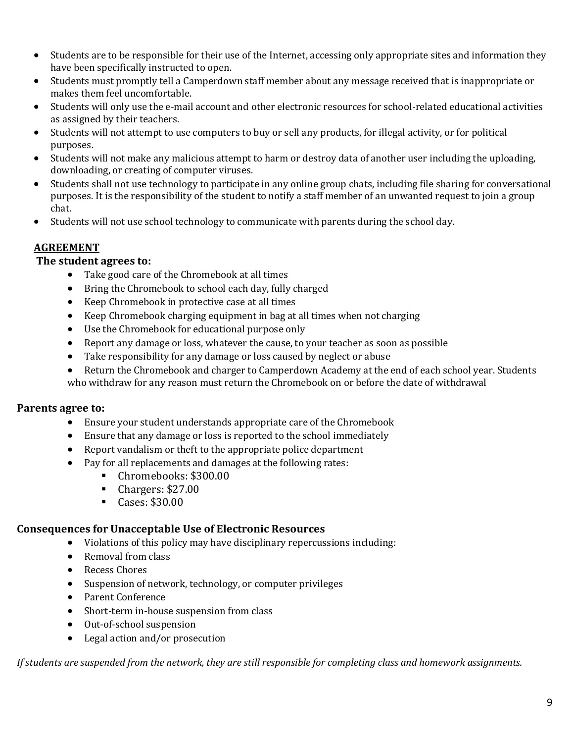- Students are to be responsible for their use of the Internet, accessing only appropriate sites and information they have been specifically instructed to open.
- Students must promptly tell a Camperdown staff member about any message received that is inappropriate or makes them feel uncomfortable.
- Students will only use the e-mail account and other electronic resources for school-related educational activities as assigned by their teachers.
- Students will not attempt to use computers to buy or sell any products, for illegal activity, or for political purposes.
- Students will not make any malicious attempt to harm or destroy data of another user including the uploading, downloading, or creating of computer viruses.
- Students shall not use technology to participate in any online group chats, including file sharing for conversational purposes. It is the responsibility of the student to notify a staff member of an unwanted request to join a group chat.
- Students will not use school technology to communicate with parents during the school day.

## <u>AGREEMENT</u>

**The student agrees to:**

- Take good care of the Chromebook at all times
- Bring the Chromebook to school each day, fully charged
- Keep Chromebook in protective case at all times
- Keep Chromebook charging equipment in bag at all times when not charging
- Use the Chromebook for educational purpose only
- Report any damage or loss, whatever the cause, to your teacher as soon as possible
- Take responsibility for any damage or loss caused by neglect or abuse
- Return the Chromebook and charger to Camperdown Academy at the end of each school year. Students who withdraw for any reason must return the Chromebook on or before the date of withdrawal

**Parents agree to:**

- Ensure your student understands appropriate care of the Chromebook
- Ensure that any damage or loss is reported to the school immediately
- Report vandalism or theft to the appropriate police department
- Pay for all replacements and damages at the following rates:
  - Chromebooks: $300.00
  - Chargers: $27.00
  - Cases: $30.00

**Consequences for Unacceptable Use of Electronic Resources**

- Violations of this policy may have disciplinary repercussions including:
- Removal from class
- Recess Chores
- Suspension of network, technology, or computer privileges
- Parent Conference
- Short-term in-house suspension from class
- Out-of-school suspension
- Legal action and/or prosecution

*If students are suspended from the network, they are still responsible for completing class and homework assignments.*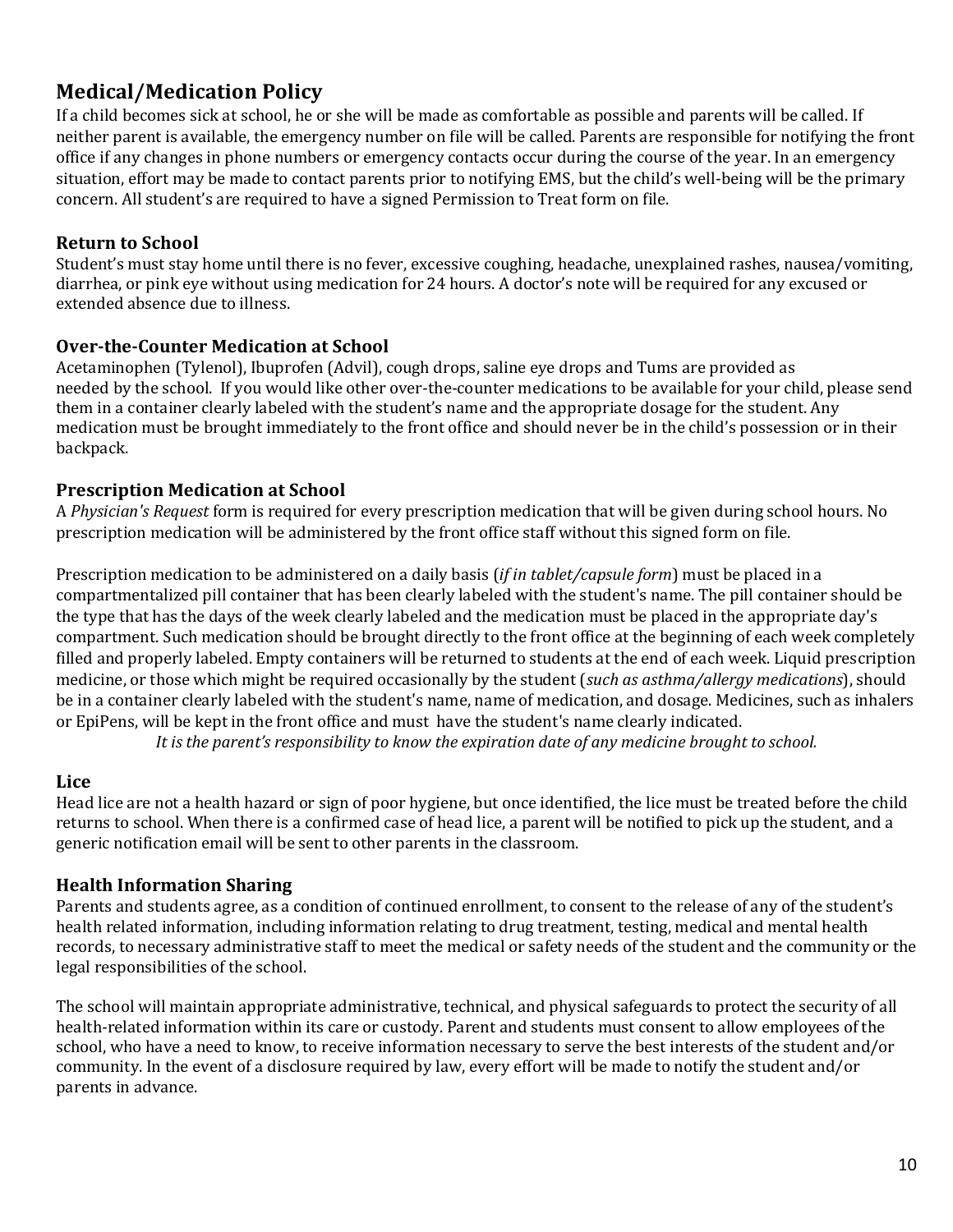## Medical/Medication Policy

If a child becomes sick at school, he or she will be made as comfortable as possible and parents will be called. If neither parent is available, the emergency number on file will be called. Parents are responsible for notifying the front office if any changes in phone numbers or emergency contacts occur during the course of the year. In an emergency situation, effort may be made to contact parents prior to notifying EMS, but the child's well-being will be the primary concern. All student's are required to have a signed Permission to Treat form on file.

### Return to School

Student's must stay home until there is no fever, excessive coughing, headache, unexplained rashes, nausea/vomiting, diarrhea, or pink eye without using medication for 24 hours. A doctor's note will be required for any excused or extended absence due to illness.

### Over-the-Counter Medication at School

Acetaminophen (Tylenol), Ibuprofen (Advil), cough drops, saline eye drops and Tums are provided as needed by the school. If you would like other over-the-counter medications to be available for your child, please send them in a container clearly labeled with the student's name and the appropriate dosage for the student. Any medication must be brought immediately to the front office and should never be in the child's possession or in their backpack.

### Prescription Medication at School

A *Physician's Request* form is required for every prescription medication that will be given during school hours. No prescription medication will be administered by the front office staff without this signed form on file.

Prescription medication to be administered on a daily basis (*if in tablet/capsule form*) must be placed in a compartmentalized pill container that has been clearly labeled with the student's name. The pill container should be the type that has the days of the week clearly labeled and the medication must be placed in the appropriate day's compartment. Such medication should be brought directly to the front office at the beginning of each week completely filled and properly labeled. Empty containers will be returned to students at the end of each week. Liquid prescription medicine, or those which might be required occasionally by the student (*such as asthma/allergy medications*), should be in a container clearly labeled with the student's name, name of medication, and dosage. Medicines, such as inhalers or EpiPens, will be kept in the front office and must have the student's name clearly indicated.

*It is the parent's responsibility to know the expiration date of any medicine brought to school.*

### Lice

Head lice are not a health hazard or sign of poor hygiene, but once identified, the lice must be treated before the child returns to school. When there is a confirmed case of head lice, a parent will be notified to pick up the student, and a generic notification email will be sent to other parents in the classroom.

### Health Information Sharing

Parents and students agree, as a condition of continued enrollment, to consent to the release of any of the student's health related information, including information relating to drug treatment, testing, medical and mental health records, to necessary administrative staff to meet the medical or safety needs of the student and the community or the legal responsibilities of the school.

The school will maintain appropriate administrative, technical, and physical safeguards to protect the security of all health-related information within its care or custody. Parent and students must consent to allow employees of the school, who have a need to know, to receive information necessary to serve the best interests of the student and/or community. In the event of a disclosure required by law, every effort will be made to notify the student and/or parents in advance.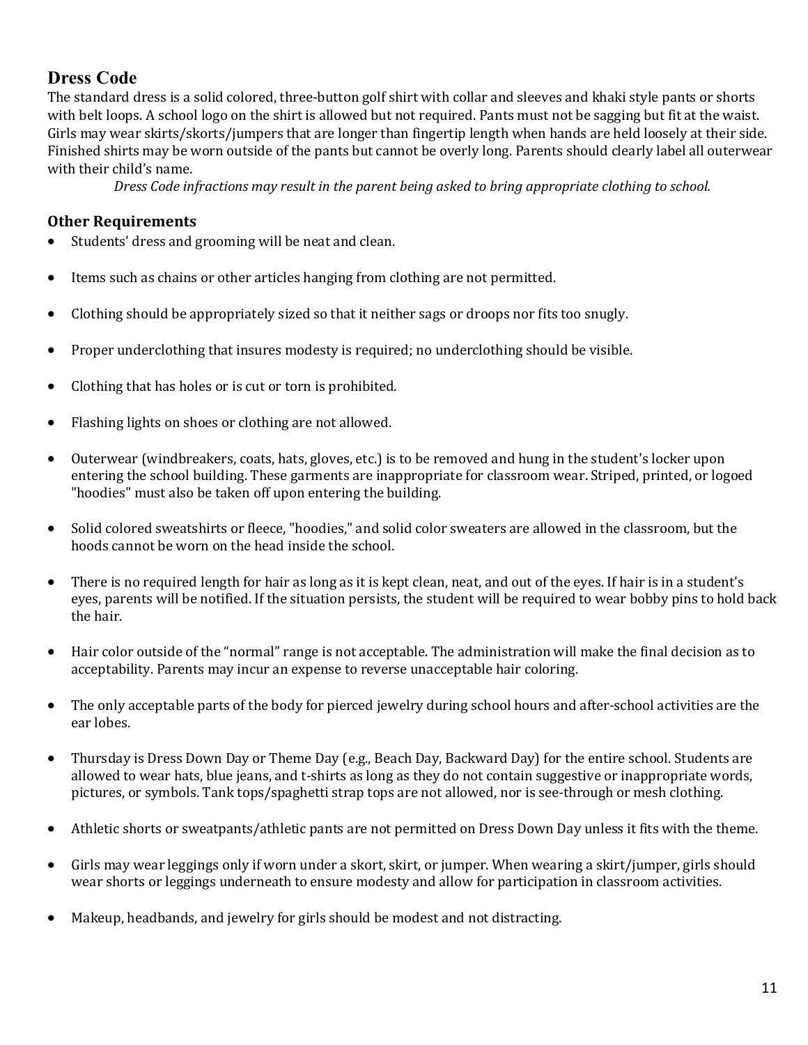## Dress Code

The standard dress is a solid colored, three-button golf shirt with collar and sleeves and khaki style pants or shorts with belt loops. A school logo on the shirt is allowed but not required. Pants must not be sagging but fit at the waist. Girls may wear skirts/skorts/jumpers that are longer than fingertip length when hands are held loosely at their side. Finished shirts may be worn outside of the pants but cannot be overly long. Parents should clearly label all outerwear with their child's name.

*Dress Code infractions may result in the parent being asked to bring appropriate clothing to school.*

### Other Requirements

- Students' dress and grooming will be neat and clean.
- Items such as chains or other articles hanging from clothing are not permitted.
- Clothing should be appropriately sized so that it neither sags or droops nor fits too snugly.
- Proper underclothing that insures modesty is required; no underclothing should be visible.
- Clothing that has holes or is cut or torn is prohibited.
- Flashing lights on shoes or clothing are not allowed.
- Outerwear (windbreakers, coats, hats, gloves, etc.) is to be removed and hung in the student's locker upon entering the school building. These garments are inappropriate for classroom wear. Striped, printed, or logoed "hoodies" must also be taken off upon entering the building.
- Solid colored sweatshirts or fleece, "hoodies," and solid color sweaters are allowed in the classroom, but the hoods cannot be worn on the head inside the school.
- There is no required length for hair as long as it is kept clean, neat, and out of the eyes. If hair is in a student's eyes, parents will be notified. If the situation persists, the student will be required to wear bobby pins to hold back the hair.
- Hair color outside of the "normal" range is not acceptable. The administration will make the final decision as to acceptability. Parents may incur an expense to reverse unacceptable hair coloring.
- The only acceptable parts of the body for pierced jewelry during school hours and after-school activities are the ear lobes.
- Thursday is Dress Down Day or Theme Day (e.g., Beach Day, Backward Day) for the entire school. Students are allowed to wear hats, blue jeans, and t-shirts as long as they do not contain suggestive or inappropriate words, pictures, or symbols. Tank tops/spaghetti strap tops are not allowed, nor is see-through or mesh clothing.
- Athletic shorts or sweatpants/athletic pants are not permitted on Dress Down Day unless it fits with the theme.
- Girls may wear leggings only if worn under a skort, skirt, or jumper. When wearing a skirt/jumper, girls should wear shorts or leggings underneath to ensure modesty and allow for participation in classroom activities.
- Makeup, headbands, and jewelry for girls should be modest and not distracting.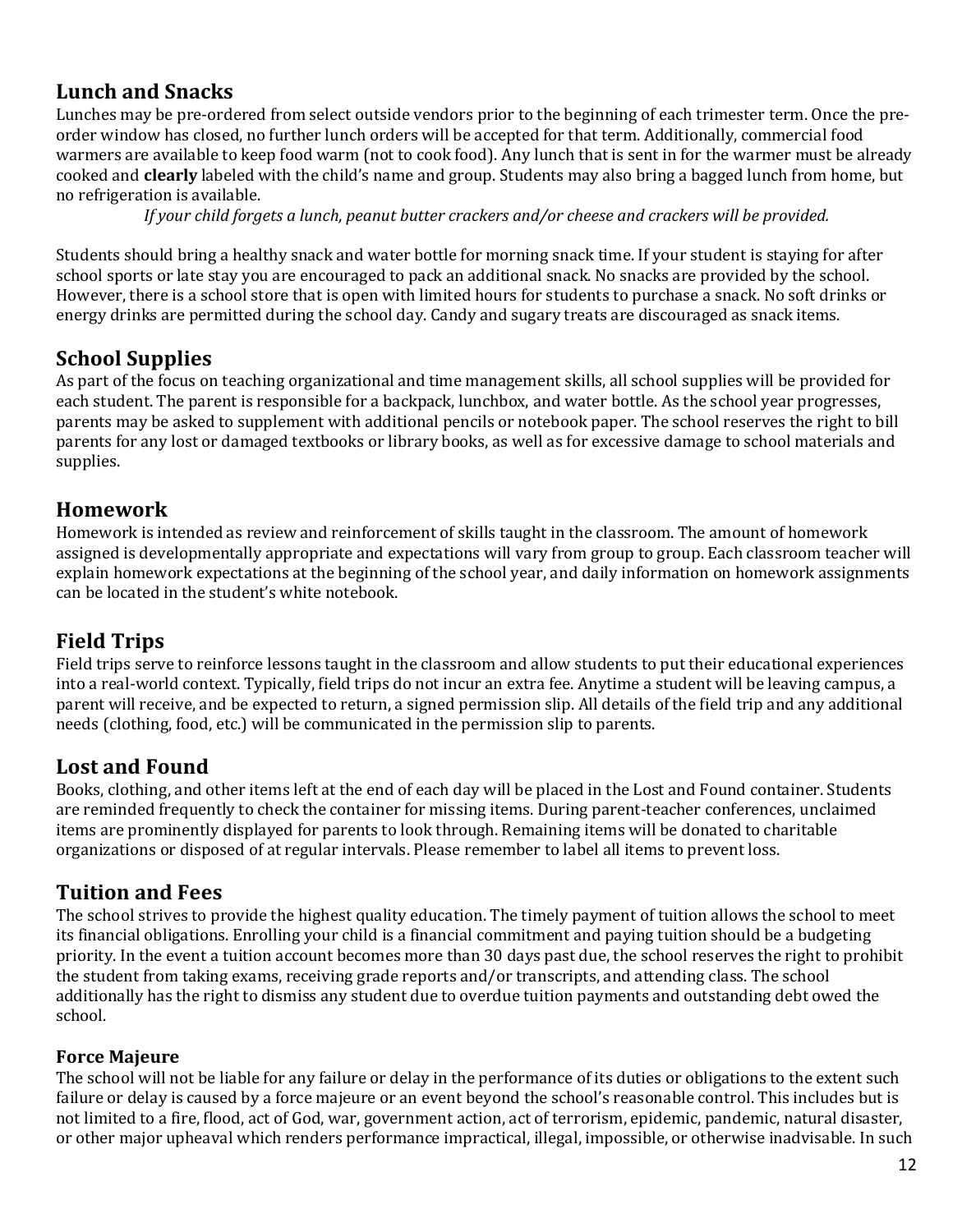## Lunch and Snacks

Lunches may be pre-ordered from select outside vendors prior to the beginning of each trimester term. Once the pre-order window has closed, no further lunch orders will be accepted for that term. Additionally, commercial food warmers are available to keep food warm (not to cook food). Any lunch that is sent in for the warmer must be already cooked and **clearly** labeled with the child's name and group. Students may also bring a bagged lunch from home, but no refrigeration is available.

*If your child forgets a lunch, peanut butter crackers and/or cheese and crackers will be provided.*

Students should bring a healthy snack and water bottle for morning snack time. If your student is staying for after school sports or late stay you are encouraged to pack an additional snack. No snacks are provided by the school. However, there is a school store that is open with limited hours for students to purchase a snack. No soft drinks or energy drinks are permitted during the school day. Candy and sugary treats are discouraged as snack items.

## School Supplies

As part of the focus on teaching organizational and time management skills, all school supplies will be provided for each student. The parent is responsible for a backpack, lunchbox, and water bottle. As the school year progresses, parents may be asked to supplement with additional pencils or notebook paper. The school reserves the right to bill parents for any lost or damaged textbooks or library books, as well as for excessive damage to school materials and supplies.

## Homework

Homework is intended as review and reinforcement of skills taught in the classroom. The amount of homework assigned is developmentally appropriate and expectations will vary from group to group. Each classroom teacher will explain homework expectations at the beginning of the school year, and daily information on homework assignments can be located in the student's white notebook.

## Field Trips

Field trips serve to reinforce lessons taught in the classroom and allow students to put their educational experiences into a real-world context. Typically, field trips do not incur an extra fee. Anytime a student will be leaving campus, a parent will receive, and be expected to return, a signed permission slip. All details of the field trip and any additional needs (clothing, food, etc.) will be communicated in the permission slip to parents.

## Lost and Found

Books, clothing, and other items left at the end of each day will be placed in the Lost and Found container. Students are reminded frequently to check the container for missing items. During parent-teacher conferences, unclaimed items are prominently displayed for parents to look through. Remaining items will be donated to charitable organizations or disposed of at regular intervals. Please remember to label all items to prevent loss.

## Tuition and Fees

The school strives to provide the highest quality education. The timely payment of tuition allows the school to meet its financial obligations. Enrolling your child is a financial commitment and paying tuition should be a budgeting priority. In the event a tuition account becomes more than 30 days past due, the school reserves the right to prohibit the student from taking exams, receiving grade reports and/or transcripts, and attending class. The school additionally has the right to dismiss any student due to overdue tuition payments and outstanding debt owed the school.

### Force Majeure

The school will not be liable for any failure or delay in the performance of its duties or obligations to the extent such failure or delay is caused by a force majeure or an event beyond the school's reasonable control. This includes but is not limited to a fire, flood, act of God, war, government action, act of terrorism, epidemic, pandemic, natural disaster, or other major upheaval which renders performance impractical, illegal, impossible, or otherwise inadvisable. In such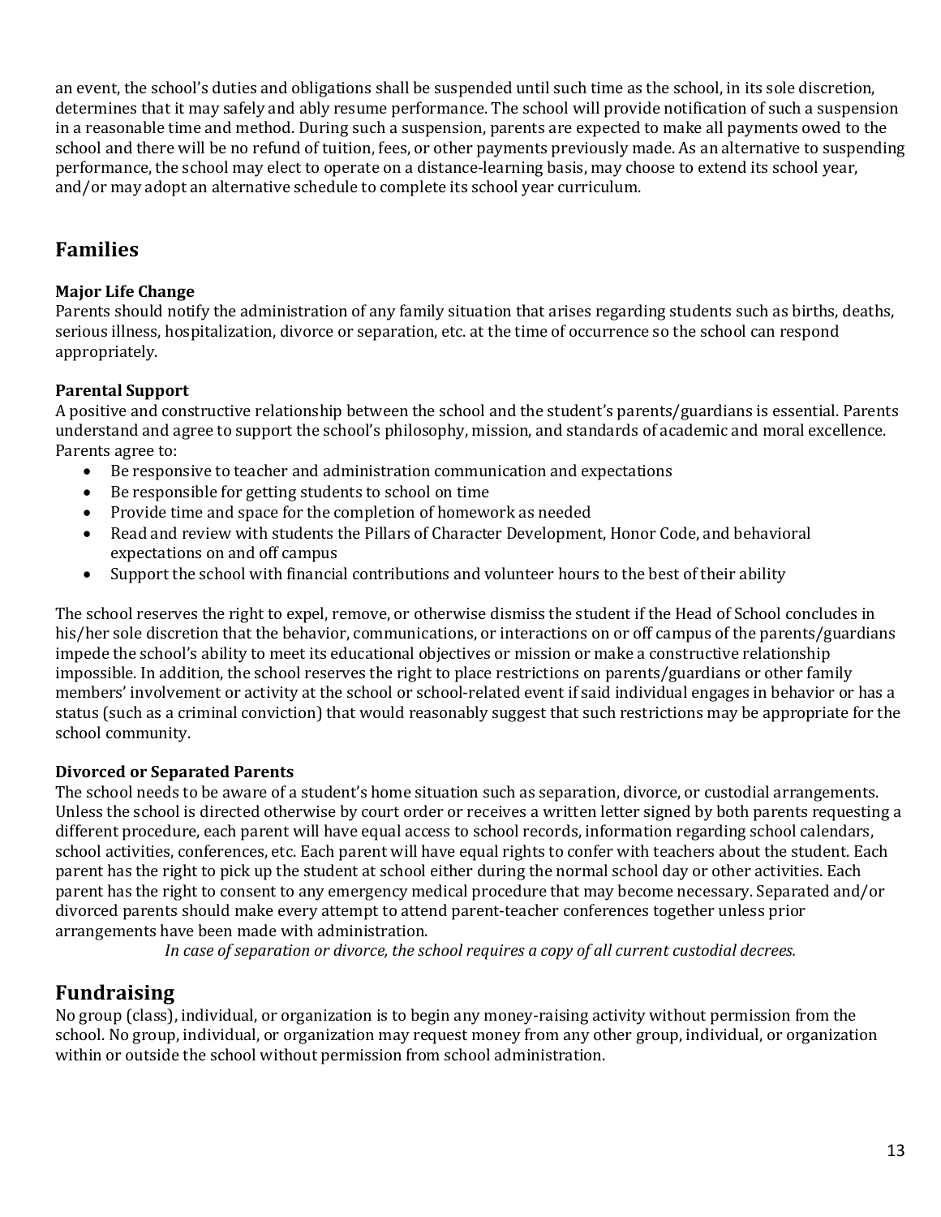an event, the school's duties and obligations shall be suspended until such time as the school, in its sole discretion, determines that it may safely and ably resume performance. The school will provide notification of such a suspension in a reasonable time and method. During such a suspension, parents are expected to make all payments owed to the school and there will be no refund of tuition, fees, or other payments previously made. As an alternative to suspending performance, the school may elect to operate on a distance-learning basis, may choose to extend its school year, and/or may adopt an alternative schedule to complete its school year curriculum.

## Families

**Major Life Change**

Parents should notify the administration of any family situation that arises regarding students such as births, deaths, serious illness, hospitalization, divorce or separation, etc. at the time of occurrence so the school can respond appropriately.

**Parental Support**

A positive and constructive relationship between the school and the student's parents/guardians is essential. Parents understand and agree to support the school's philosophy, mission, and standards of academic and moral excellence. Parents agree to:

- Be responsive to teacher and administration communication and expectations
- Be responsible for getting students to school on time
- Provide time and space for the completion of homework as needed
- Read and review with students the Pillars of Character Development, Honor Code, and behavioral expectations on and off campus
- Support the school with financial contributions and volunteer hours to the best of their ability

The school reserves the right to expel, remove, or otherwise dismiss the student if the Head of School concludes in his/her sole discretion that the behavior, communications, or interactions on or off campus of the parents/guardians impede the school's ability to meet its educational objectives or mission or make a constructive relationship impossible. In addition, the school reserves the right to place restrictions on parents/guardians or other family members' involvement or activity at the school or school-related event if said individual engages in behavior or has a status (such as a criminal conviction) that would reasonably suggest that such restrictions may be appropriate for the school community.

**Divorced or Separated Parents**

The school needs to be aware of a student's home situation such as separation, divorce, or custodial arrangements. Unless the school is directed otherwise by court order or receives a written letter signed by both parents requesting a different procedure, each parent will have equal access to school records, information regarding school calendars, school activities, conferences, etc. Each parent will have equal rights to confer with teachers about the student. Each parent has the right to pick up the student at school either during the normal school day or other activities. Each parent has the right to consent to any emergency medical procedure that may become necessary. Separated and/or divorced parents should make every attempt to attend parent-teacher conferences together unless prior arrangements have been made with administration.

*In case of separation or divorce, the school requires a copy of all current custodial decrees.*

## Fundraising

No group (class), individual, or organization is to begin any money-raising activity without permission from the school. No group, individual, or organization may request money from any other group, individual, or organization within or outside the school without permission from school administration.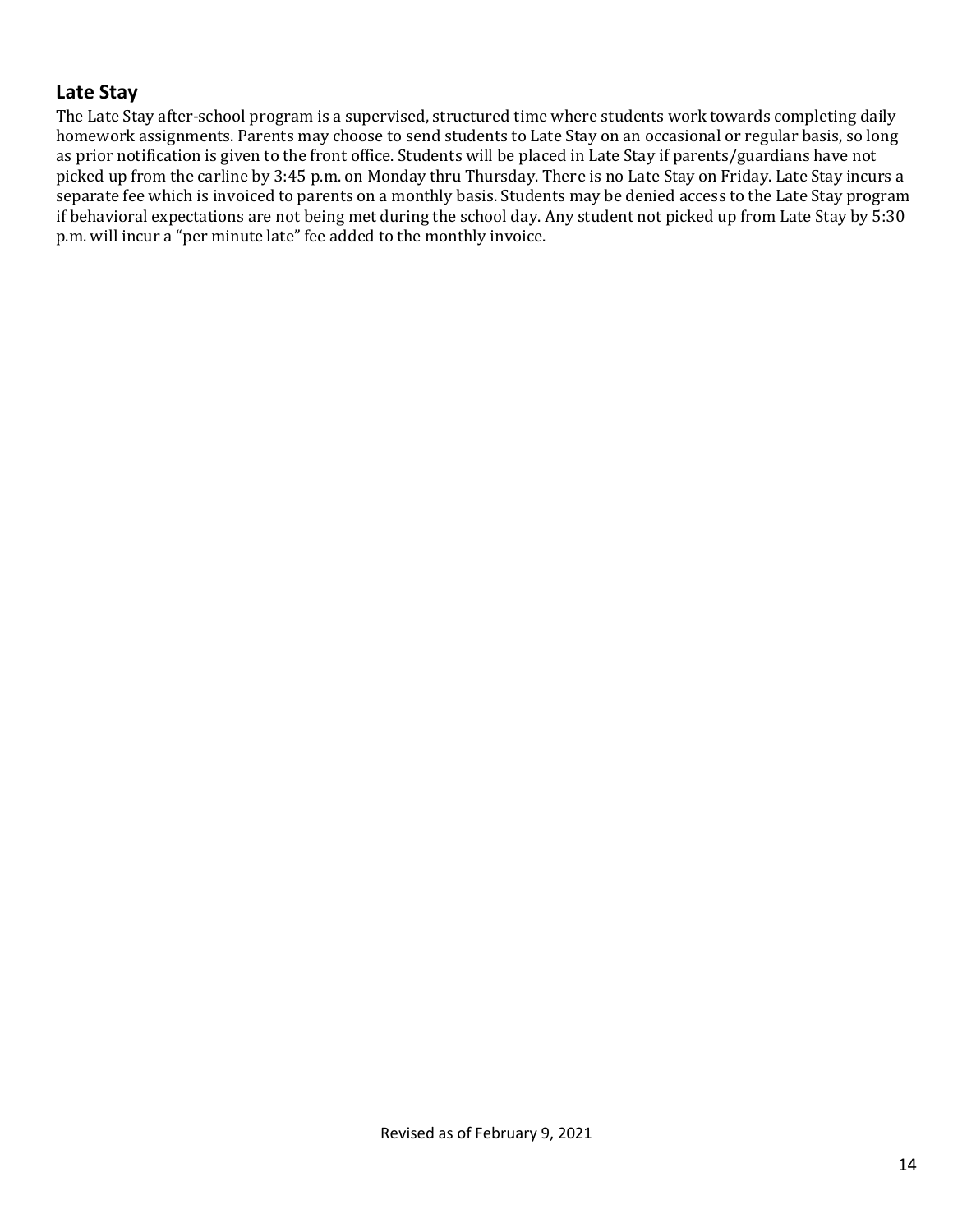## Late Stay

The Late Stay after-school program is a supervised, structured time where students work towards completing daily homework assignments. Parents may choose to send students to Late Stay on an occasional or regular basis, so long as prior notification is given to the front office. Students will be placed in Late Stay if parents/guardians have not picked up from the carline by 3:45 p.m. on Monday thru Thursday. There is no Late Stay on Friday. Late Stay incurs a separate fee which is invoiced to parents on a monthly basis. Students may be denied access to the Late Stay program if behavioral expectations are not being met during the school day. Any student not picked up from Late Stay by 5:30 p.m. will incur a "per minute late" fee added to the monthly invoice.